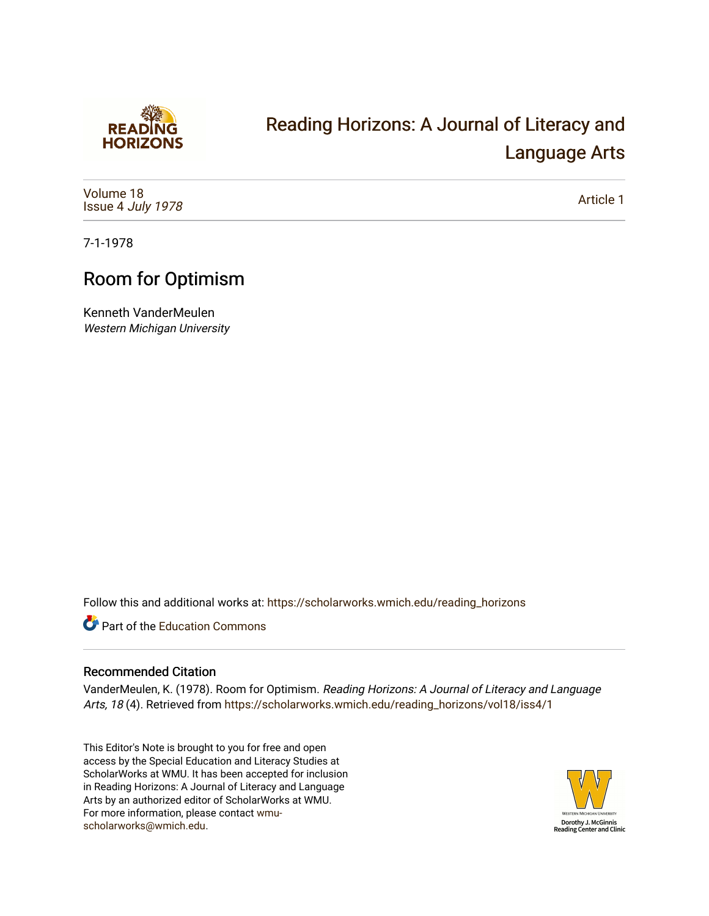# Reading Horizons: A Journal of Literacy and Language Arts

Volume 18
Issue 4 *July 1978*

Article 1

7-1-1978

## Room for Optimism

Kenneth VanderMeulen
*Western Michigan University*

Follow this and additional works at: https://scholarworks.wmich.edu/reading_horizons

Part of the Education Commons

### Recommended Citation

VanderMeulen, K. (1978). Room for Optimism. *Reading Horizons: A Journal of Literacy and Language Arts, 18* (4). Retrieved from https://scholarworks.wmich.edu/reading_horizons/vol18/iss4/1

This Editor's Note is brought to you for free and open access by the Special Education and Literacy Studies at ScholarWorks at WMU. It has been accepted for inclusion in Reading Horizons: A Journal of Literacy and Language Arts by an authorized editor of ScholarWorks at WMU. For more information, please contact wmu-scholarworks@wmich.edu.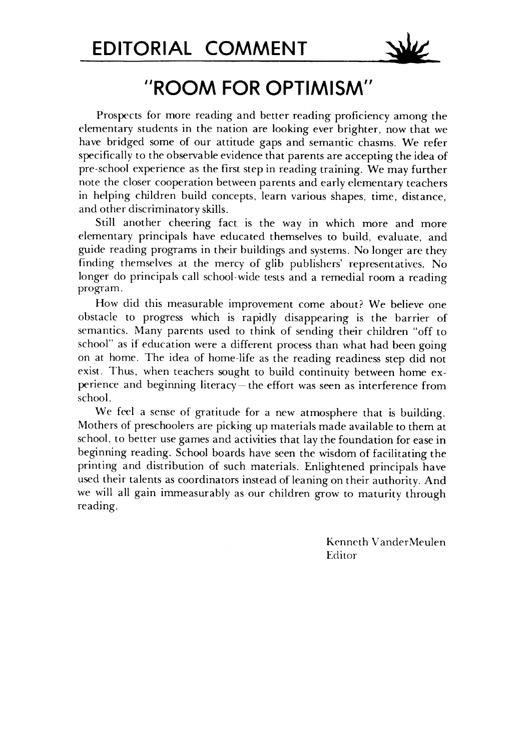# EDITORIAL COMMENT

## "ROOM FOR OPTIMISM"

Prospects for more reading and better reading proficiency among the elementary students in the nation are looking ever brighter, now that we have bridged some of our attitude gaps and semantic chasms. We refer specifically to the observable evidence that parents are accepting the idea of pre-school experience as the first step in reading training. We may further note the closer cooperation between parents and early elementary teachers in helping children build concepts, learn various shapes, time, distance, and other discriminatory skills.

Still another cheering fact is the way in which more and more elementary principals have educated themselves to build, evaluate, and guide reading programs in their buildings and systems. No longer are they finding themselves at the mercy of glib publishers' representatives. No longer do principals call school-wide tests and a remedial room a reading program.

How did this measurable improvement come about? We believe one obstacle to progress which is rapidly disappearing is the barrier of semantics. Many parents used to think of sending their children "off to school" as if education were a different process than what had been going on at home. The idea of home-life as the reading readiness step did not exist. Thus, when teachers sought to build continuity between home experience and beginning literacy—the effort was seen as interference from school.

We feel a sense of gratitude for a new atmosphere that is building. Mothers of preschoolers are picking up materials made available to them at school, to better use games and activities that lay the foundation for ease in beginning reading. School boards have seen the wisdom of facilitating the printing and distribution of such materials. Enlightened principals have used their talents as coordinators instead of leaning on their authority. And we will all gain immeasurably as our children grow to maturity through reading.

Kenneth VanderMeulen
Editor